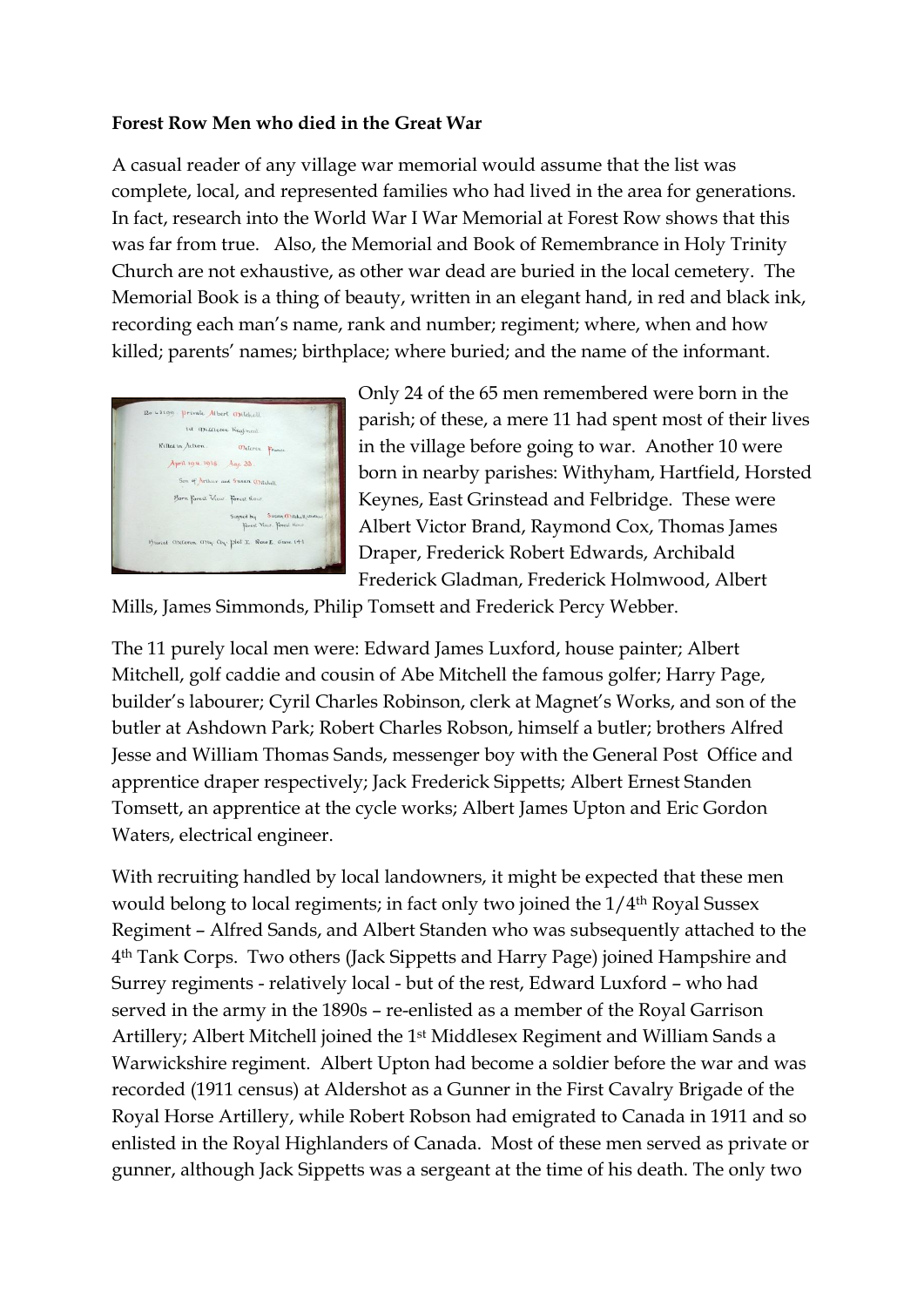**Forest Row Men who died in the Great War**

A casual reader of any village war memorial would assume that the list was complete, local, and represented families who had lived in the area for generations. In fact, research into the World War I War Memorial at Forest Row shows that this was far from true. Also, the Memorial and Book of Remembrance in Holy Trinity Church are not exhaustive, as other war dead are buried in the local cemetery. The Memorial Book is a thing of beauty, written in an elegant hand, in red and black ink, recording each man's name, rank and number; regiment; where, when and how killed; parents' names; birthplace; where buried; and the name of the informant.

Only 24 of the 65 men remembered were born in the parish; of these, a mere 11 had spent most of their lives in the village before going to war. Another 10 were born in nearby parishes: Withyham, Hartfield, Horsted Keynes, East Grinstead and Felbridge. These were Albert Victor Brand, Raymond Cox, Thomas James Draper, Frederick Robert Edwards, Archibald Frederick Gladman, Frederick Holmwood, Albert Mills, James Simmonds, Philip Tomsett and Frederick Percy Webber.

The 11 purely local men were: Edward James Luxford, house painter; Albert Mitchell, golf caddie and cousin of Abe Mitchell the famous golfer; Harry Page, builder's labourer; Cyril Charles Robinson, clerk at Magnet's Works, and son of the butler at Ashdown Park; Robert Charles Robson, himself a butler; brothers Alfred Jesse and William Thomas Sands, messenger boy with the General Post Office and apprentice draper respectively; Jack Frederick Sippetts; Albert Ernest Standen Tomsett, an apprentice at the cycle works; Albert James Upton and Eric Gordon Waters, electrical engineer.

With recruiting handled by local landowners, it might be expected that these men would belong to local regiments; in fact only two joined the 1/4th Royal Sussex Regiment – Alfred Sands, and Albert Standen who was subsequently attached to the 4th Tank Corps. Two others (Jack Sippetts and Harry Page) joined Hampshire and Surrey regiments - relatively local - but of the rest, Edward Luxford – who had served in the army in the 1890s – re-enlisted as a member of the Royal Garrison Artillery; Albert Mitchell joined the 1st Middlesex Regiment and William Sands a Warwickshire regiment. Albert Upton had become a soldier before the war and was recorded (1911 census) at Aldershot as a Gunner in the First Cavalry Brigade of the Royal Horse Artillery, while Robert Robson had emigrated to Canada in 1911 and so enlisted in the Royal Highlanders of Canada. Most of these men served as private or gunner, although Jack Sippetts was a sergeant at the time of his death. The only two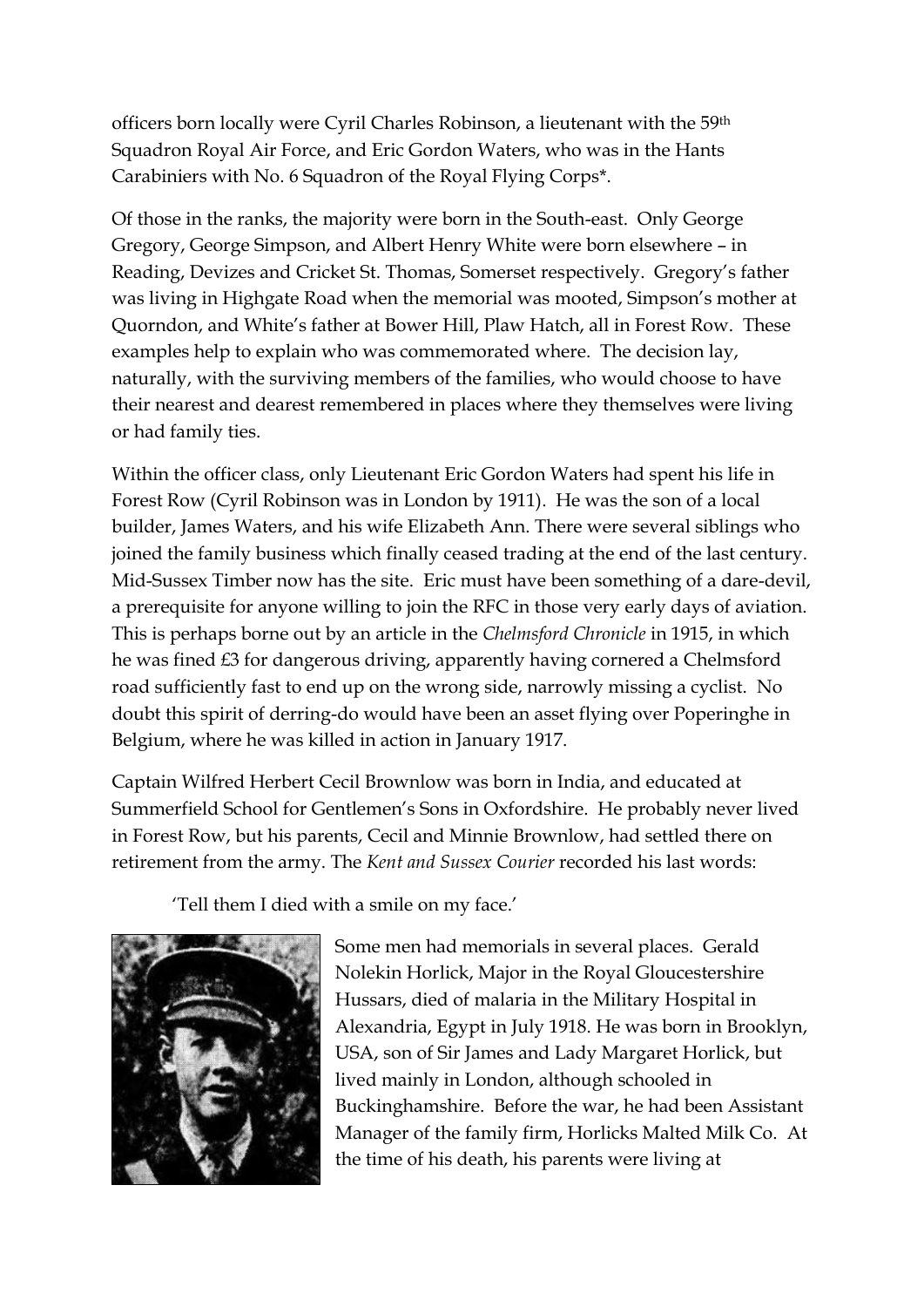officers born locally were Cyril Charles Robinson, a lieutenant with the 59th Squadron Royal Air Force, and Eric Gordon Waters, who was in the Hants Carabiniers with No. 6 Squadron of the Royal Flying Corps*.

Of those in the ranks, the majority were born in the South-east. Only George Gregory, George Simpson, and Albert Henry White were born elsewhere – in Reading, Devizes and Cricket St. Thomas, Somerset respectively. Gregory's father was living in Highgate Road when the memorial was mooted, Simpson's mother at Quorndon, and White's father at Bower Hill, Plaw Hatch, all in Forest Row. These examples help to explain who was commemorated where. The decision lay, naturally, with the surviving members of the families, who would choose to have their nearest and dearest remembered in places where they themselves were living or had family ties.

Within the officer class, only Lieutenant Eric Gordon Waters had spent his life in Forest Row (Cyril Robinson was in London by 1911). He was the son of a local builder, James Waters, and his wife Elizabeth Ann. There were several siblings who joined the family business which finally ceased trading at the end of the last century. Mid-Sussex Timber now has the site. Eric must have been something of a dare-devil, a prerequisite for anyone willing to join the RFC in those very early days of aviation. This is perhaps borne out by an article in the *Chelmsford Chronicle* in 1915, in which he was fined £3 for dangerous driving, apparently having cornered a Chelmsford road sufficiently fast to end up on the wrong side, narrowly missing a cyclist. No doubt this spirit of derring-do would have been an asset flying over Poperinghe in Belgium, where he was killed in action in January 1917.

Captain Wilfred Herbert Cecil Brownlow was born in India, and educated at Summerfield School for Gentlemen's Sons in Oxfordshire. He probably never lived in Forest Row, but his parents, Cecil and Minnie Brownlow, had settled there on retirement from the army. The *Kent and Sussex Courier* recorded his last words:

> 'Tell them I died with a smile on my face.'

Some men had memorials in several places. Gerald Nolekin Horlick, Major in the Royal Gloucestershire Hussars, died of malaria in the Military Hospital in Alexandria, Egypt in July 1918. He was born in Brooklyn, USA, son of Sir James and Lady Margaret Horlick, but lived mainly in London, although schooled in Buckinghamshire. Before the war, he had been Assistant Manager of the family firm, Horlicks Malted Milk Co. At the time of his death, his parents were living at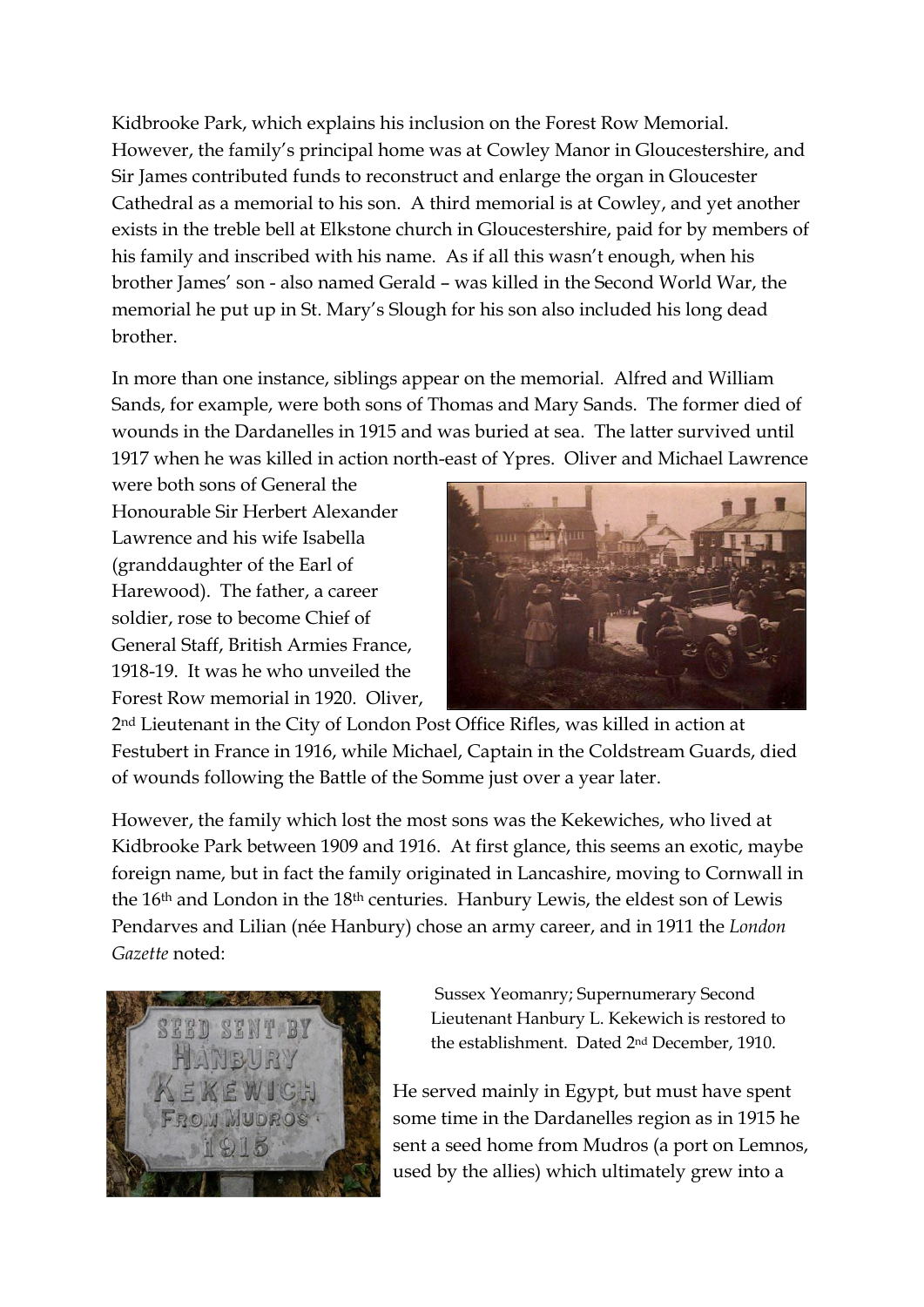Kidbrooke Park, which explains his inclusion on the Forest Row Memorial. However, the family's principal home was at Cowley Manor in Gloucestershire, and Sir James contributed funds to reconstruct and enlarge the organ in Gloucester Cathedral as a memorial to his son. A third memorial is at Cowley, and yet another exists in the treble bell at Elkstone church in Gloucestershire, paid for by members of his family and inscribed with his name. As if all this wasn't enough, when his brother James' son - also named Gerald – was killed in the Second World War, the memorial he put up in St. Mary's Slough for his son also included his long dead brother.

In more than one instance, siblings appear on the memorial. Alfred and William Sands, for example, were both sons of Thomas and Mary Sands. The former died of wounds in the Dardanelles in 1915 and was buried at sea. The latter survived until 1917 when he was killed in action north-east of Ypres. Oliver and Michael Lawrence were both sons of General the Honourable Sir Herbert Alexander Lawrence and his wife Isabella (granddaughter of the Earl of Harewood). The father, a career soldier, rose to become Chief of General Staff, British Armies France, 1918-19. It was he who unveiled the Forest Row memorial in 1920. Oliver, 2nd Lieutenant in the City of London Post Office Rifles, was killed in action at Festubert in France in 1916, while Michael, Captain in the Coldstream Guards, died of wounds following the Battle of the Somme just over a year later.

However, the family which lost the most sons was the Kekewiches, who lived at Kidbrooke Park between 1909 and 1916. At first glance, this seems an exotic, maybe foreign name, but in fact the family originated in Lancashire, moving to Cornwall in the 16th and London in the 18th centuries. Hanbury Lewis, the eldest son of Lewis Pendarves and Lilian (née Hanbury) chose an army career, and in 1911 the *London Gazette* noted:

> Sussex Yeomanry; Supernumerary Second Lieutenant Hanbury L. Kekewich is restored to the establishment. Dated 2nd December, 1910.

He served mainly in Egypt, but must have spent some time in the Dardanelles region as in 1915 he sent a seed home from Mudros (a port on Lemnos, used by the allies) which ultimately grew into a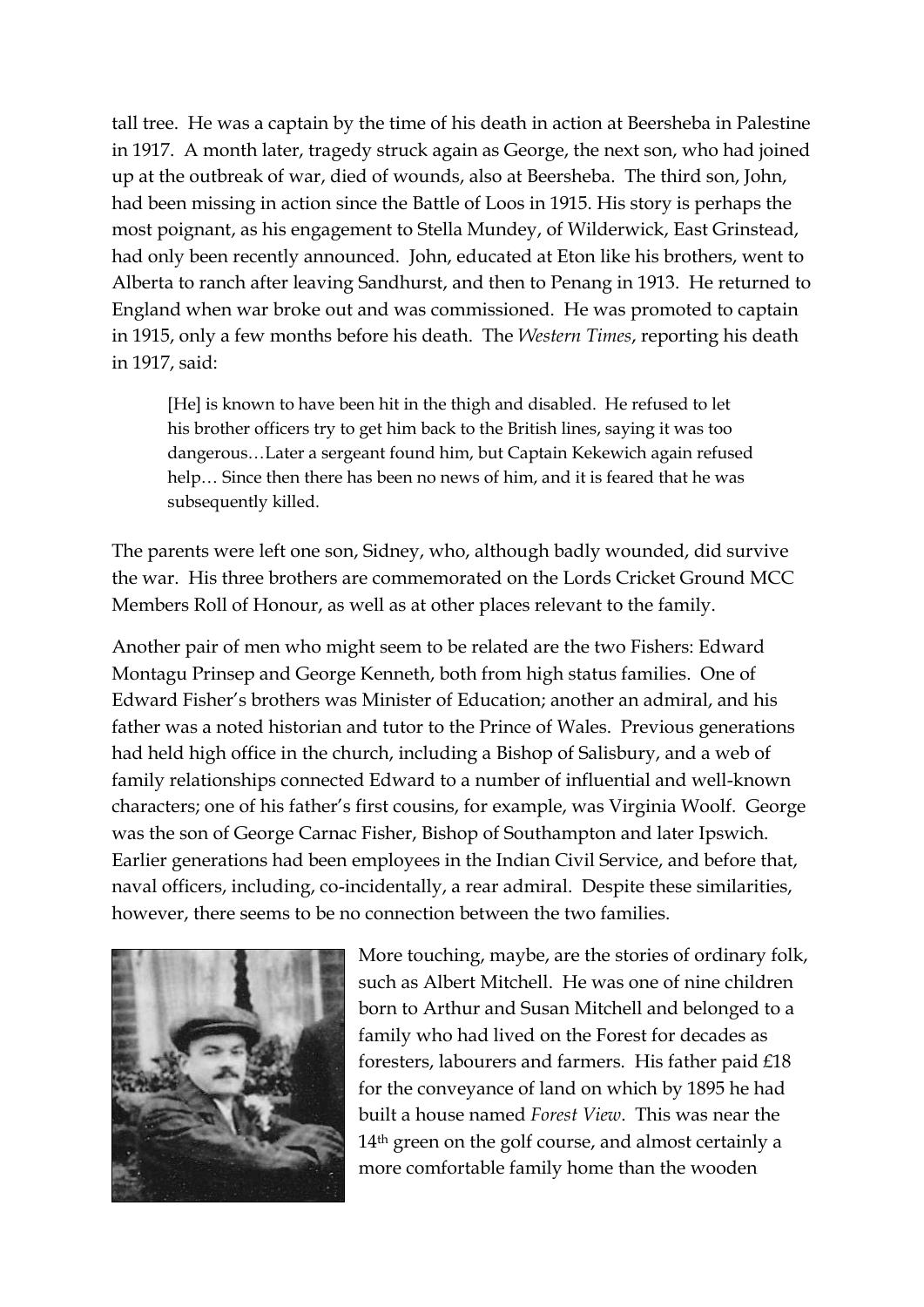tall tree. He was a captain by the time of his death in action at Beersheba in Palestine in 1917. A month later, tragedy struck again as George, the next son, who had joined up at the outbreak of war, died of wounds, also at Beersheba. The third son, John, had been missing in action since the Battle of Loos in 1915. His story is perhaps the most poignant, as his engagement to Stella Mundey, of Wilderwick, East Grinstead, had only been recently announced. John, educated at Eton like his brothers, went to Alberta to ranch after leaving Sandhurst, and then to Penang in 1913. He returned to England when war broke out and was commissioned. He was promoted to captain in 1915, only a few months before his death. The *Western Times*, reporting his death in 1917, said:

> [He] is known to have been hit in the thigh and disabled. He refused to let his brother officers try to get him back to the British lines, saying it was too dangerous…Later a sergeant found him, but Captain Kekewich again refused help… Since then there has been no news of him, and it is feared that he was subsequently killed.

The parents were left one son, Sidney, who, although badly wounded, did survive the war. His three brothers are commemorated on the Lords Cricket Ground MCC Members Roll of Honour, as well as at other places relevant to the family.

Another pair of men who might seem to be related are the two Fishers: Edward Montagu Prinsep and George Kenneth, both from high status families. One of Edward Fisher's brothers was Minister of Education; another an admiral, and his father was a noted historian and tutor to the Prince of Wales. Previous generations had held high office in the church, including a Bishop of Salisbury, and a web of family relationships connected Edward to a number of influential and well-known characters; one of his father's first cousins, for example, was Virginia Woolf. George was the son of George Carnac Fisher, Bishop of Southampton and later Ipswich. Earlier generations had been employees in the Indian Civil Service, and before that, naval officers, including, co-incidentally, a rear admiral. Despite these similarities, however, there seems to be no connection between the two families.

More touching, maybe, are the stories of ordinary folk, such as Albert Mitchell. He was one of nine children born to Arthur and Susan Mitchell and belonged to a family who had lived on the Forest for decades as foresters, labourers and farmers. His father paid £18 for the conveyance of land on which by 1895 he had built a house named *Forest View*. This was near the 14th green on the golf course, and almost certainly a more comfortable family home than the wooden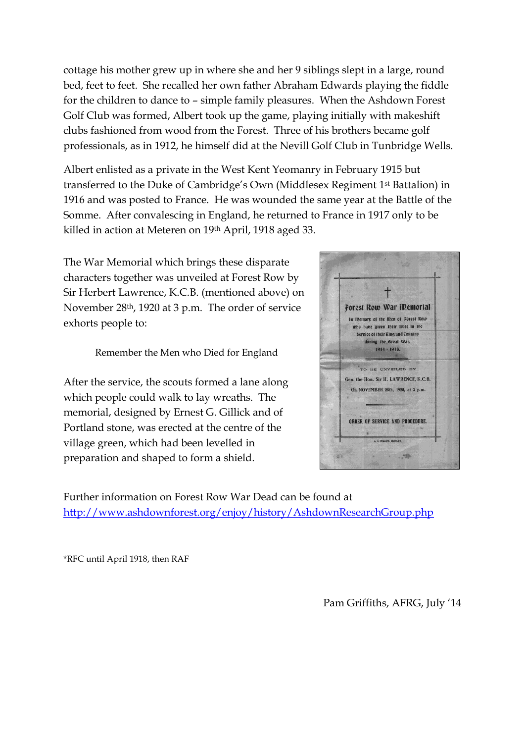cottage his mother grew up in where she and her 9 siblings slept in a large, round bed, feet to feet. She recalled her own father Abraham Edwards playing the fiddle for the children to dance to – simple family pleasures. When the Ashdown Forest Golf Club was formed, Albert took up the game, playing initially with makeshift clubs fashioned from wood from the Forest. Three of his brothers became golf professionals, as in 1912, he himself did at the Nevill Golf Club in Tunbridge Wells.

Albert enlisted as a private in the West Kent Yeomanry in February 1915 but transferred to the Duke of Cambridge's Own (Middlesex Regiment 1st Battalion) in 1916 and was posted to France. He was wounded the same year at the Battle of the Somme. After convalescing in England, he returned to France in 1917 only to be killed in action at Meteren on 19th April, 1918 aged 33.

The War Memorial which brings these disparate characters together was unveiled at Forest Row by Sir Herbert Lawrence, K.C.B. (mentioned above) on November 28th, 1920 at 3 p.m. The order of service exhorts people to:

> Remember the Men who Died for England

Forest Row War Memorial

In Memory of the Men of Forest Row who have given their lives in the Service of their King and Country during the Great War. 1914 - 1918.

TO BE UNVEILED BY

Gen. the Hon. Sir H. LAWRENCE, K.C.B.

On NOVEMBER 28th, 1920, at 3 p.m.

ORDER OF SERVICE AND PROCEDURE.

After the service, the scouts formed a lane along which people could walk to lay wreaths. The memorial, designed by Ernest G. Gillick and of Portland stone, was erected at the centre of the village green, which had been levelled in preparation and shaped to form a shield.

Further information on Forest Row War Dead can be found at [http://www.ashdownforest.org/enjoy/history/AshdownResearchGroup.php](http://www.ashdownforest.org/enjoy/history/AshdownResearchGroup.php)

*RFC until April 1918, then RAF

Pam Griffiths, AFRG, July '14